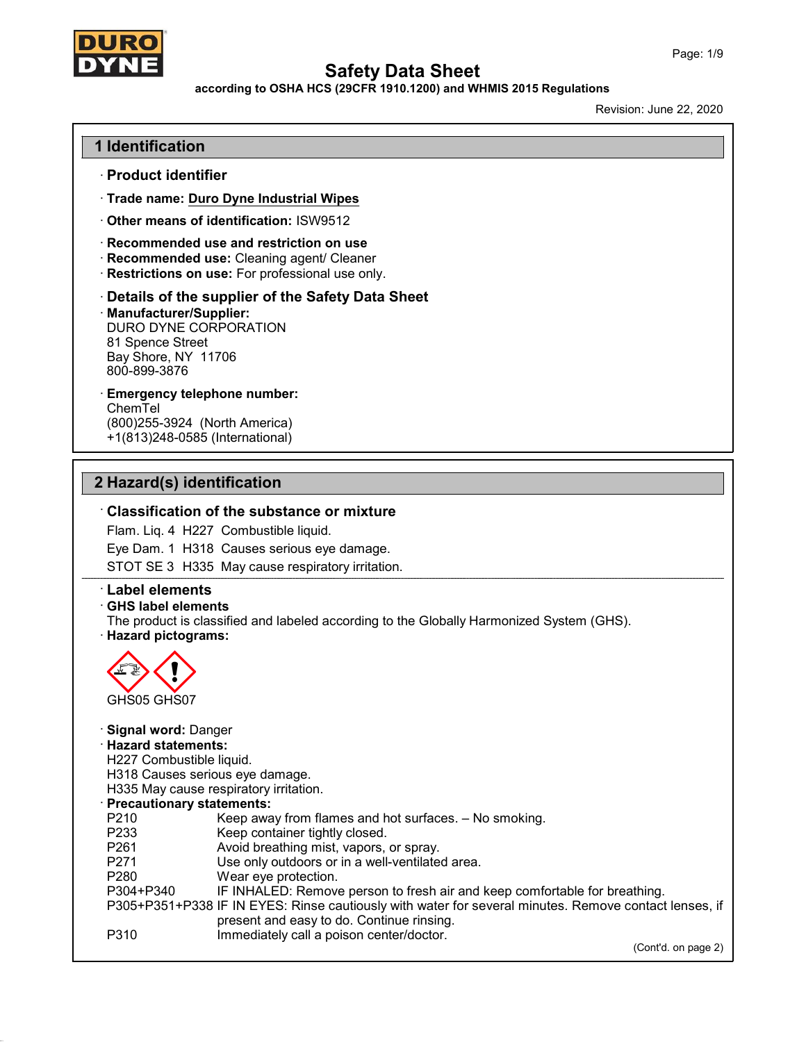# Safety Data Sheet

**according to OSHA HCS (29CFR 1910.1200) and WHMIS 2015 Regulations**

Revision: June 22, 2020

## 1 Identification

### · Product identifier

· **Trade name:** **Duro Dyne Industrial Wipes**

· **Other means of identification:** ISW9512

· **Recommended use and restriction on use**
· **Recommended use:** Cleaning agent/ Cleaner
· **Restrictions on use:** For professional use only.

### · Details of the supplier of the Safety Data Sheet

· **Manufacturer/Supplier:**
DURO DYNE CORPORATION
81 Spence Street
Bay Shore, NY 11706
800-899-3876

· **Emergency telephone number:**
ChemTel
(800)255-3924 (North America)
+1(813)248-0585 (International)

## 2 Hazard(s) identification

### · Classification of the substance or mixture

Flam. Liq. 4 H227 Combustible liquid.

Eye Dam. 1 H318 Causes serious eye damage.

STOT SE 3 H335 May cause respiratory irritation.

### · Label elements

· **GHS label elements**
The product is classified and labeled according to the Globally Harmonized System (GHS).
· **Hazard pictograms:**

GHS05 GHS07

· **Signal word:** Danger
· **Hazard statements:**
H227 Combustible liquid.
H318 Causes serious eye damage.
H335 May cause respiratory irritation.
· **Precautionary statements:**

| | |
|---|---|
| P210 | Keep away from flames and hot surfaces. – No smoking. |
| P233 | Keep container tightly closed. |
| P261 | Avoid breathing mist, vapors, or spray. |
| P271 | Use only outdoors or in a well-ventilated area. |
| P280 | Wear eye protection. |
| P304+P340 | IF INHALED: Remove person to fresh air and keep comfortable for breathing. |
| P305+P351+P338 | IF IN EYES: Rinse cautiously with water for several minutes. Remove contact lenses, if present and easy to do. Continue rinsing. |
| P310 | Immediately call a poison center/doctor. |

(Cont'd. on page 2)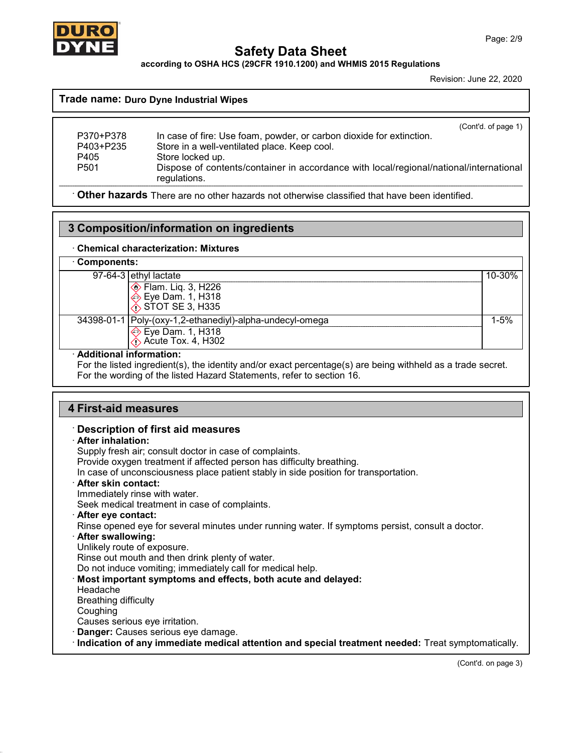**Trade name: Duro Dyne Industrial Wipes**

(Cont'd. of page 1)

| | |
|---|---|
| P370+P378 | In case of fire: Use foam, powder, or carbon dioxide for extinction. |
| P403+P235 | Store in a well-ventilated place. Keep cool. |
| P405 | Store locked up. |
| P501 | Dispose of contents/container in accordance with local/regional/national/international regulations. |

· **Other hazards** There are no other hazards not otherwise classified that have been identified.

## 3 Composition/information on ingredients

· **Chemical characterization: Mixtures**

· **Components:**

| CAS | Name / Classification | % |
|---|---|---|
| 97-64-3 | ethyl lactate<br>Flam. Liq. 3, H226<br>Eye Dam. 1, H318<br>STOT SE 3, H335 | 10-30% |
| 34398-01-1 | Poly-(oxy-1,2-ethanediyl)-alpha-undecyl-omega<br>Eye Dam. 1, H318<br>Acute Tox. 4, H302 | 1-5% |

· **Additional information:**
For the listed ingredient(s), the identity and/or exact percentage(s) are being withheld as a trade secret.
For the wording of the listed Hazard Statements, refer to section 16.

## 4 First-aid measures

### · Description of first aid measures

· **After inhalation:**
Supply fresh air; consult doctor in case of complaints.
Provide oxygen treatment if affected person has difficulty breathing.
In case of unconsciousness place patient stably in side position for transportation.

· **After skin contact:**
Immediately rinse with water.
Seek medical treatment in case of complaints.

· **After eye contact:**
Rinse opened eye for several minutes under running water. If symptoms persist, consult a doctor.

· **After swallowing:**
Unlikely route of exposure.
Rinse out mouth and then drink plenty of water.
Do not induce vomiting; immediately call for medical help.

· **Most important symptoms and effects, both acute and delayed:**
Headache
Breathing difficulty
Coughing
Causes serious eye irritation.

· **Danger:** Causes serious eye damage.

· **Indication of any immediate medical attention and special treatment needed:** Treat symptomatically.

(Cont'd. on page 3)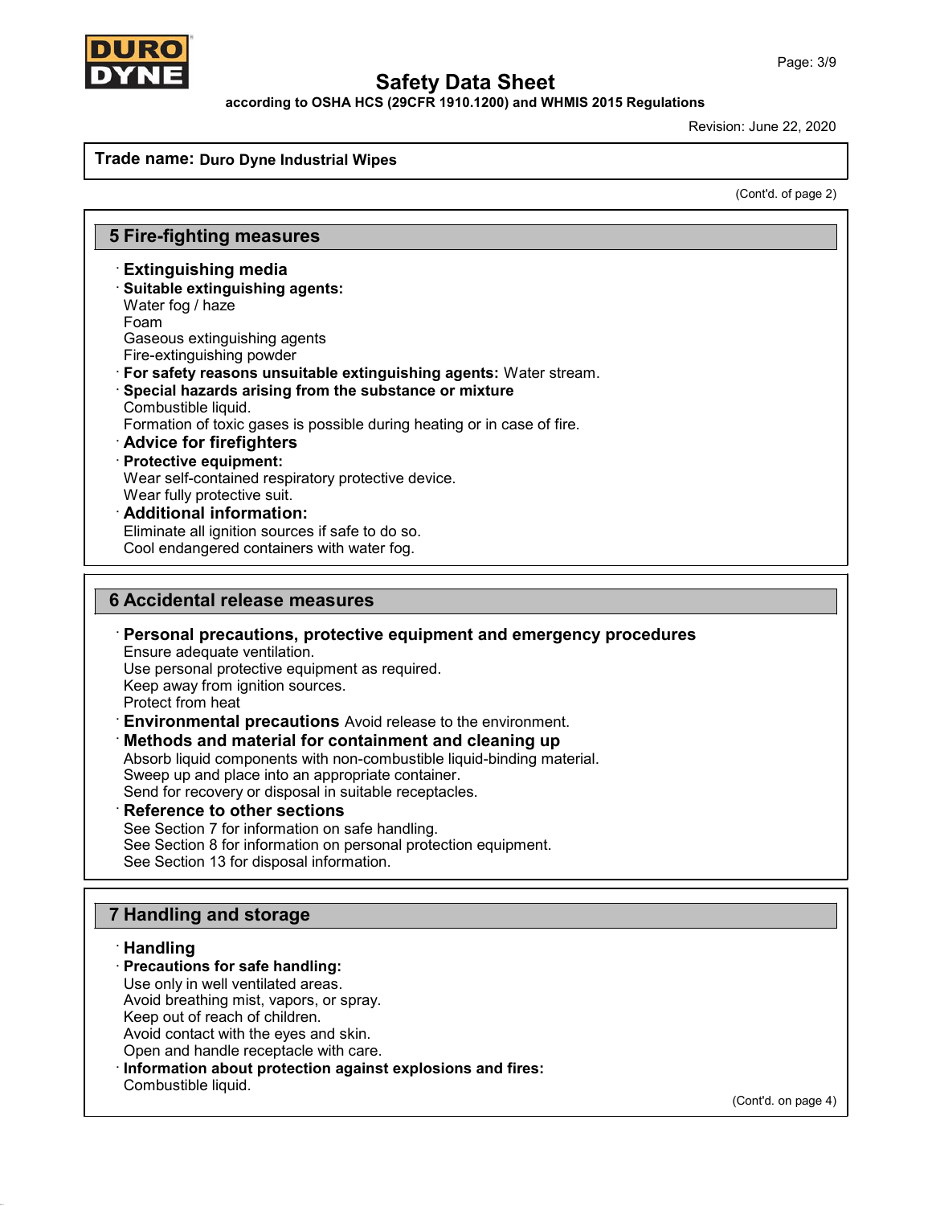**Trade name: Duro Dyne Industrial Wipes**

(Cont'd. of page 2)

## 5 Fire-fighting measures

- **Extinguishing media**
- **Suitable extinguishing agents:**
  Water fog / haze
  Foam
  Gaseous extinguishing agents
  Fire-extinguishing powder
- **For safety reasons unsuitable extinguishing agents:** Water stream.
- **Special hazards arising from the substance or mixture**
  Combustible liquid.
  Formation of toxic gases is possible during heating or in case of fire.
- **Advice for firefighters**
- **Protective equipment:**
  Wear self-contained respiratory protective device.
  Wear fully protective suit.
- **Additional information:**
  Eliminate all ignition sources if safe to do so.
  Cool endangered containers with water fog.

## 6 Accidental release measures

- **Personal precautions, protective equipment and emergency procedures**
  Ensure adequate ventilation.
  Use personal protective equipment as required.
  Keep away from ignition sources.
  Protect from heat
- **Environmental precautions** Avoid release to the environment.
- **Methods and material for containment and cleaning up**
  Absorb liquid components with non-combustible liquid-binding material.
  Sweep up and place into an appropriate container.
  Send for recovery or disposal in suitable receptacles.
- **Reference to other sections**
  See Section 7 for information on safe handling.
  See Section 8 for information on personal protection equipment.
  See Section 13 for disposal information.

## 7 Handling and storage

- **Handling**
- **Precautions for safe handling:**
  Use only in well ventilated areas.
  Avoid breathing mist, vapors, or spray.
  Keep out of reach of children.
  Avoid contact with the eyes and skin.
  Open and handle receptacle with care.
- **Information about protection against explosions and fires:**
  Combustible liquid.

(Cont'd. on page 4)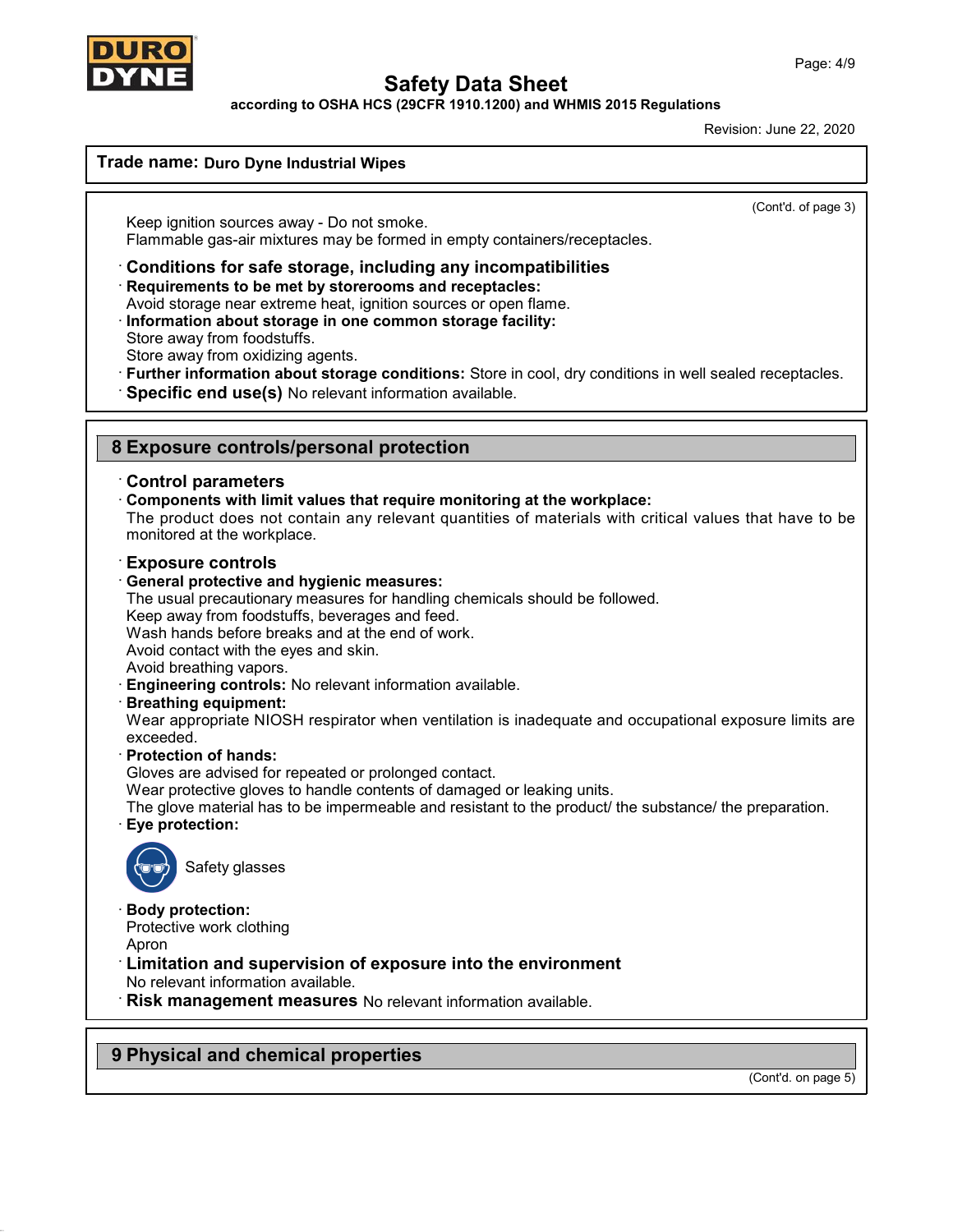Trade name: **Duro Dyne Industrial Wipes**

(Cont'd. of page 3)

Keep ignition sources away - Do not smoke.
Flammable gas-air mixtures may be formed in empty containers/receptacles.

· **Conditions for safe storage, including any incompatibilities**
· **Requirements to be met by storerooms and receptacles:**
Avoid storage near extreme heat, ignition sources or open flame.
· **Information about storage in one common storage facility:**
Store away from foodstuffs.
Store away from oxidizing agents.
· **Further information about storage conditions:** Store in cool, dry conditions in well sealed receptacles.
· **Specific end use(s)** No relevant information available.

## 8 Exposure controls/personal protection

· **Control parameters**
· **Components with limit values that require monitoring at the workplace:**
The product does not contain any relevant quantities of materials with critical values that have to be monitored at the workplace.

· **Exposure controls**
· **General protective and hygienic measures:**
The usual precautionary measures for handling chemicals should be followed.
Keep away from foodstuffs, beverages and feed.
Wash hands before breaks and at the end of work.
Avoid contact with the eyes and skin.
Avoid breathing vapors.
· **Engineering controls:** No relevant information available.
· **Breathing equipment:**
Wear appropriate NIOSH respirator when ventilation is inadequate and occupational exposure limits are exceeded.
· **Protection of hands:**
Gloves are advised for repeated or prolonged contact.
Wear protective gloves to handle contents of damaged or leaking units.
The glove material has to be impermeable and resistant to the product/ the substance/ the preparation.
· **Eye protection:**

Safety glasses

· **Body protection:**
Protective work clothing
Apron
· **Limitation and supervision of exposure into the environment**
No relevant information available.
· **Risk management measures** No relevant information available.

## 9 Physical and chemical properties

(Cont'd. on page 5)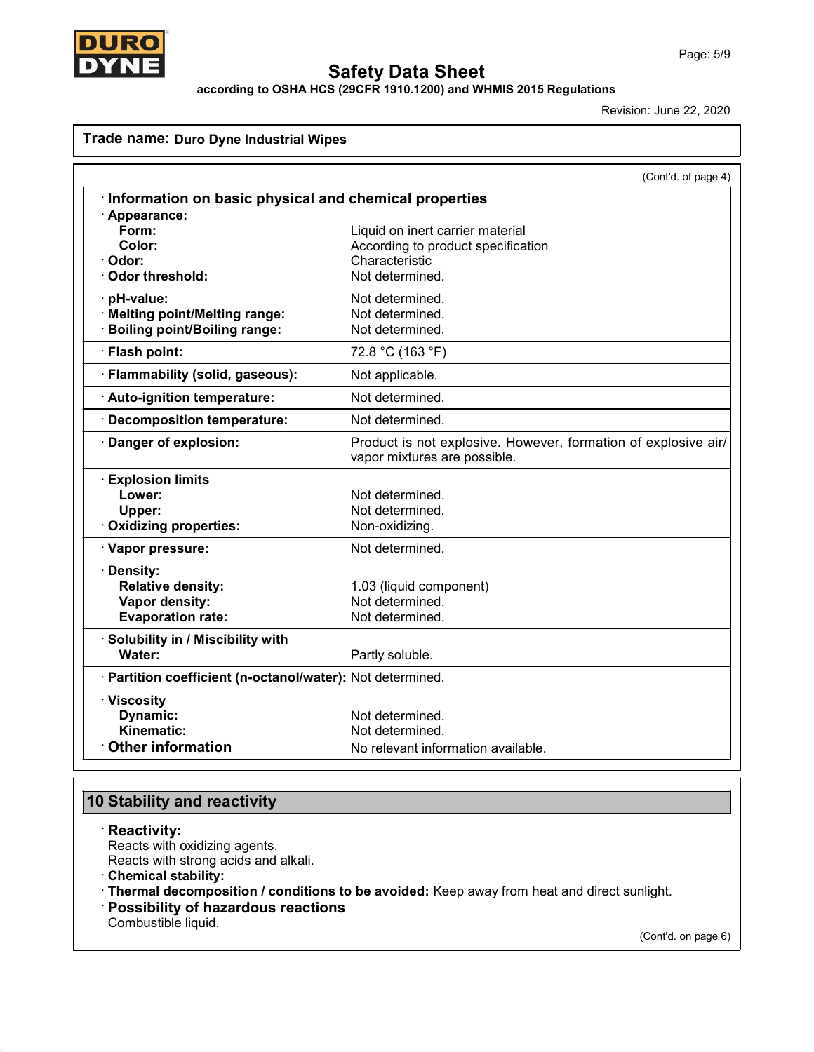**Trade name: Duro Dyne Industrial Wipes**

(Cont'd. of page 4)

| · **Information on basic physical and chemical properties** | |
|---|---|
| · **Appearance:** | |
| **Form:** | Liquid on inert carrier material |
| **Color:** | According to product specification |
| · **Odor:** | Characteristic |
| · **Odor threshold:** | Not determined. |
| · **pH-value:** | Not determined. |
| · **Melting point/Melting range:** | Not determined. |
| · **Boiling point/Boiling range:** | Not determined. |
| · **Flash point:** | 72.8 °C (163 °F) |
| · **Flammability (solid, gaseous):** | Not applicable. |
| · **Auto-ignition temperature:** | Not determined. |
| · **Decomposition temperature:** | Not determined. |
| · **Danger of explosion:** | Product is not explosive. However, formation of explosive air/vapor mixtures are possible. |
| · **Explosion limits** | |
| **Lower:** | Not determined. |
| **Upper:** | Not determined. |
| · **Oxidizing properties:** | Non-oxidizing. |
| · **Vapor pressure:** | Not determined. |
| · **Density:** | |
| **Relative density:** | 1.03 (liquid component) |
| **Vapor density:** | Not determined. |
| **Evaporation rate:** | Not determined. |
| · **Solubility in / Miscibility with** | |
| **Water:** | Partly soluble. |
| · **Partition coefficient (n-octanol/water):** | Not determined. |
| · **Viscosity** | |
| **Dynamic:** | Not determined. |
| **Kinematic:** | Not determined. |
| · **Other information** | No relevant information available. |

## 10 Stability and reactivity

· **Reactivity:**
Reacts with oxidizing agents.
Reacts with strong acids and alkali.

· **Chemical stability:**

· **Thermal decomposition / conditions to be avoided:** Keep away from heat and direct sunlight.

· **Possibility of hazardous reactions**
Combustible liquid.

(Cont'd. on page 6)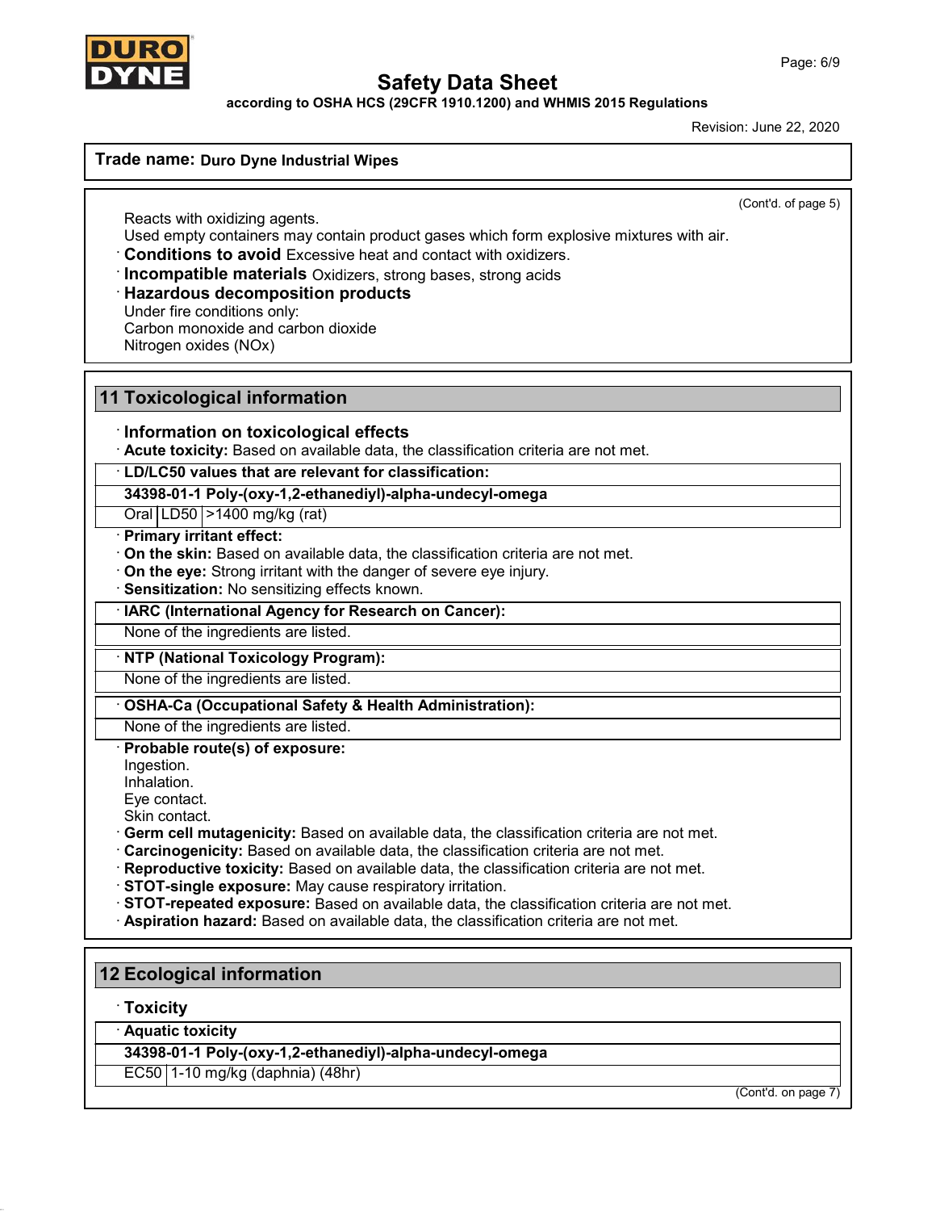**Trade name: Duro Dyne Industrial Wipes**

(Cont'd. of page 5)

Reacts with oxidizing agents.
Used empty containers may contain product gases which form explosive mixtures with air.

· **Conditions to avoid** Excessive heat and contact with oxidizers.
· **Incompatible materials** Oxidizers, strong bases, strong acids
· **Hazardous decomposition products**
Under fire conditions only:
Carbon monoxide and carbon dioxide
Nitrogen oxides (NOx)

## 11 Toxicological information

· **Information on toxicological effects**
· **Acute toxicity:** Based on available data, the classification criteria are not met.

· **LD/LC50 values that are relevant for classification:**

| **34398-01-1 Poly-(oxy-1,2-ethanediyl)-alpha-undecyl-omega** | | |
|---|---|---|
| Oral | LD50 | >1400 mg/kg (rat) |

· **Primary irritant effect:**
· **On the skin:** Based on available data, the classification criteria are not met.
· **On the eye:** Strong irritant with the danger of severe eye injury.
· **Sensitization:** No sensitizing effects known.

· **IARC (International Agency for Research on Cancer):**
None of the ingredients are listed.

· **NTP (National Toxicology Program):**
None of the ingredients are listed.

· **OSHA-Ca (Occupational Safety & Health Administration):**
None of the ingredients are listed.

· **Probable route(s) of exposure:**
Ingestion.
Inhalation.
Eye contact.
Skin contact.

· **Germ cell mutagenicity:** Based on available data, the classification criteria are not met.
· **Carcinogenicity:** Based on available data, the classification criteria are not met.
· **Reproductive toxicity:** Based on available data, the classification criteria are not met.
· **STOT-single exposure:** May cause respiratory irritation.
· **STOT-repeated exposure:** Based on available data, the classification criteria are not met.
· **Aspiration hazard:** Based on available data, the classification criteria are not met.

## 12 Ecological information

· **Toxicity**

· **Aquatic toxicity**

| **34398-01-1 Poly-(oxy-1,2-ethanediyl)-alpha-undecyl-omega** | |
|---|---|
| EC50 | 1-10 mg/kg (daphnia) (48hr) |

(Cont'd. on page 7)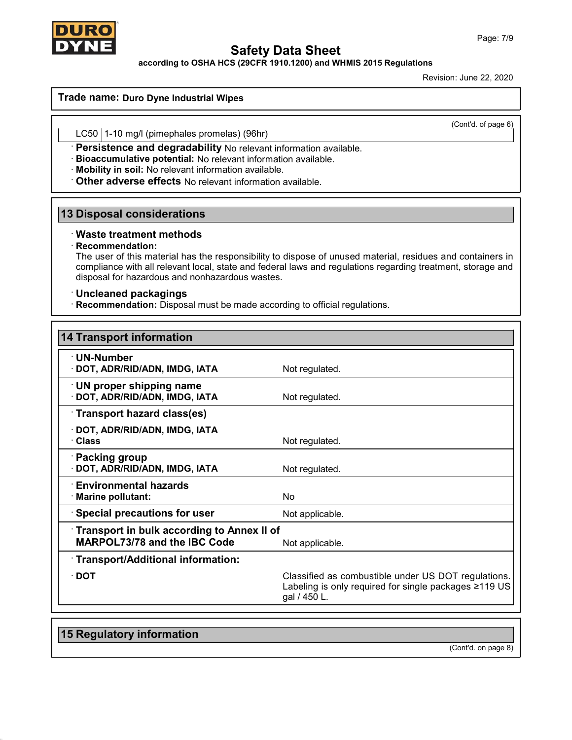**Trade name: Duro Dyne Industrial Wipes**

(Cont'd. of page 6)

| | |
|---|---|
| LC50 | 1-10 mg/l (pimephales promelas) (96hr) |

· **Persistence and degradability** No relevant information available.
· **Bioaccumulative potential:** No relevant information available.
· **Mobility in soil:** No relevant information available.
· **Other adverse effects** No relevant information available.

## 13 Disposal considerations

· **Waste treatment methods**
· **Recommendation:**
The user of this material has the responsibility to dispose of unused material, residues and containers in compliance with all relevant local, state and federal laws and regulations regarding treatment, storage and disposal for hazardous and nonhazardous wastes.

· **Uncleaned packagings**
· **Recommendation:** Disposal must be made according to official regulations.

## 14 Transport information

| | |
|---|---|
| · **UN-Number** | |
| · **DOT, ADR/RID/ADN, IMDG, IATA** | Not regulated. |
| · **UN proper shipping name** | |
| · **DOT, ADR/RID/ADN, IMDG, IATA** | Not regulated. |
| · **Transport hazard class(es)** | |
| · **DOT, ADR/RID/ADN, IMDG, IATA** | |
| · **Class** | Not regulated. |
| · **Packing group** | |
| · **DOT, ADR/RID/ADN, IMDG, IATA** | Not regulated. |
| · **Environmental hazards** | |
| · **Marine pollutant:** | No |
| · **Special precautions for user** | Not applicable. |
| · **Transport in bulk according to Annex II of MARPOL73/78 and the IBC Code** | Not applicable. |
| · **Transport/Additional information:** | |
| · **DOT** | Classified as combustible under US DOT regulations. Labeling is only required for single packages ≥119 US gal / 450 L. |

## 15 Regulatory information

(Cont'd. on page 8)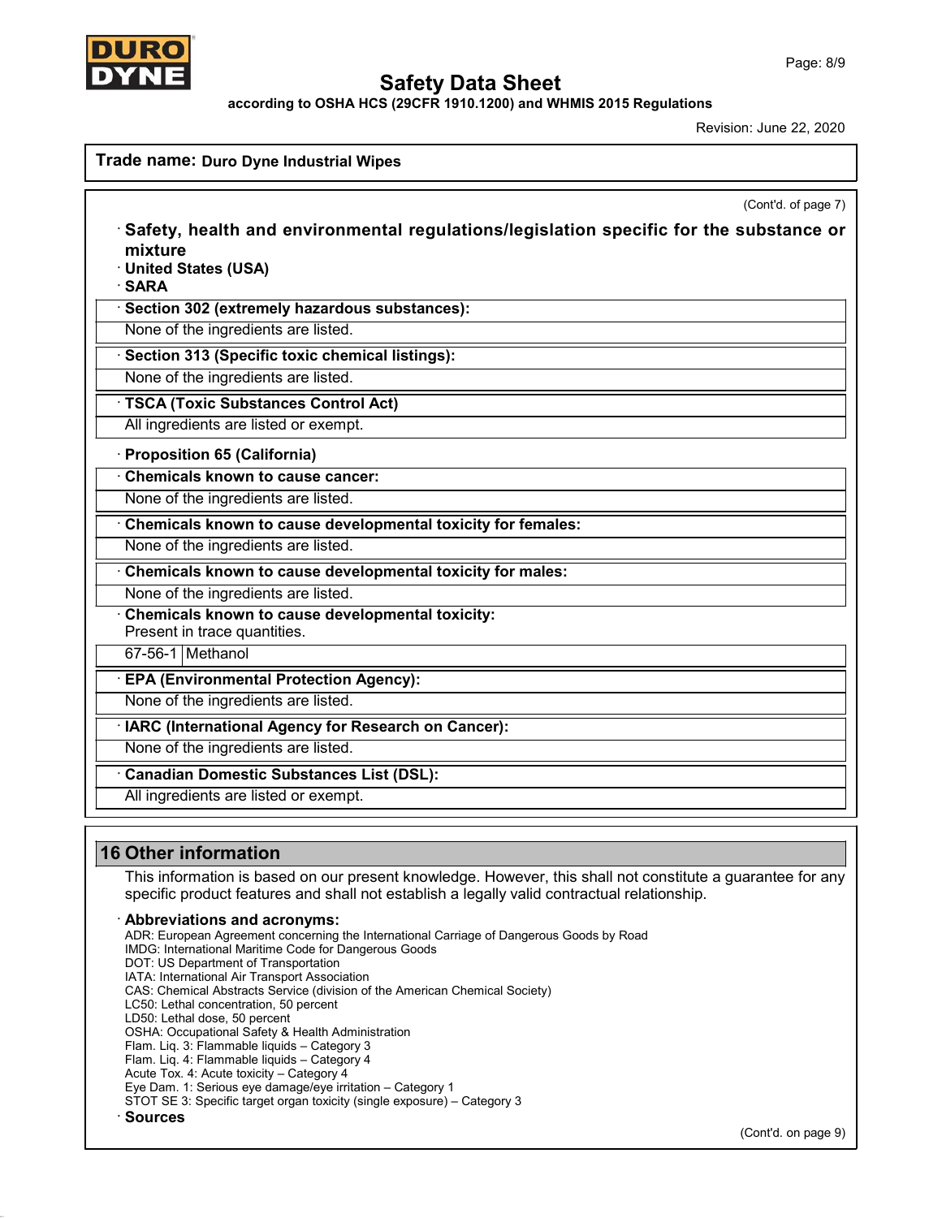Trade name: **Duro Dyne Industrial Wipes**

(Cont'd. of page 7)

### · Safety, health and environmental regulations/legislation specific for the substance or mixture

**· United States (USA)**

**· SARA**

**· Section 302 (extremely hazardous substances):**

None of the ingredients are listed.

**· Section 313 (Specific toxic chemical listings):**

None of the ingredients are listed.

**· TSCA (Toxic Substances Control Act)**

All ingredients are listed or exempt.

**· Proposition 65 (California)**

**· Chemicals known to cause cancer:**

None of the ingredients are listed.

**· Chemicals known to cause developmental toxicity for females:**

None of the ingredients are listed.

**· Chemicals known to cause developmental toxicity for males:**

None of the ingredients are listed.

**· Chemicals known to cause developmental toxicity:**

Present in trace quantities.

| 67-56-1 | Methanol |
|---|---|

**· EPA (Environmental Protection Agency):**

None of the ingredients are listed.

**· IARC (International Agency for Research on Cancer):**

None of the ingredients are listed.

**· Canadian Domestic Substances List (DSL):**

All ingredients are listed or exempt.

## 16 Other information

This information is based on our present knowledge. However, this shall not constitute a guarantee for any specific product features and shall not establish a legally valid contractual relationship.

**· Abbreviations and acronyms:**

ADR: European Agreement concerning the International Carriage of Dangerous Goods by Road
IMDG: International Maritime Code for Dangerous Goods
DOT: US Department of Transportation
IATA: International Air Transport Association
CAS: Chemical Abstracts Service (division of the American Chemical Society)
LC50: Lethal concentration, 50 percent
LD50: Lethal dose, 50 percent
OSHA: Occupational Safety & Health Administration
Flam. Liq. 3: Flammable liquids – Category 3
Flam. Liq. 4: Flammable liquids – Category 4
Acute Tox. 4: Acute toxicity – Category 4
Eye Dam. 1: Serious eye damage/eye irritation – Category 1
STOT SE 3: Specific target organ toxicity (single exposure) – Category 3

**· Sources**

(Cont'd. on page 9)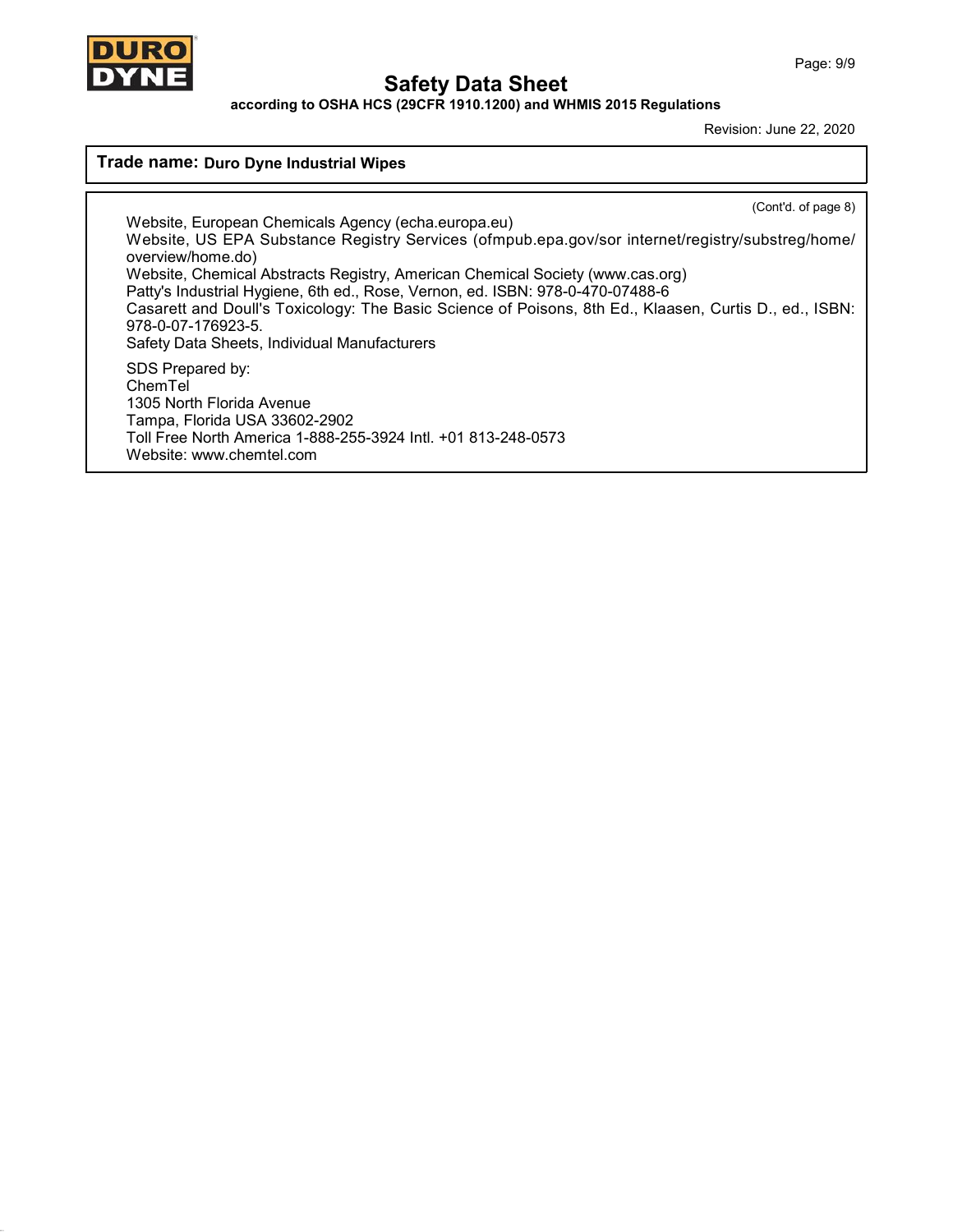**Trade name: Duro Dyne Industrial Wipes**

(Cont'd. of page 8)

Website, European Chemicals Agency (echa.europa.eu)
Website, US EPA Substance Registry Services (ofmpub.epa.gov/sor internet/registry/substreg/home/overview/home.do)
Website, Chemical Abstracts Registry, American Chemical Society (www.cas.org)
Patty's Industrial Hygiene, 6th ed., Rose, Vernon, ed. ISBN: 978-0-470-07488-6
Casarett and Doull's Toxicology: The Basic Science of Poisons, 8th Ed., Klaasen, Curtis D., ed., ISBN: 978-0-07-176923-5.
Safety Data Sheets, Individual Manufacturers

SDS Prepared by:
ChemTel
1305 North Florida Avenue
Tampa, Florida USA 33602-2902
Toll Free North America 1-888-255-3924 Intl. +01 813-248-0573
Website: www.chemtel.com